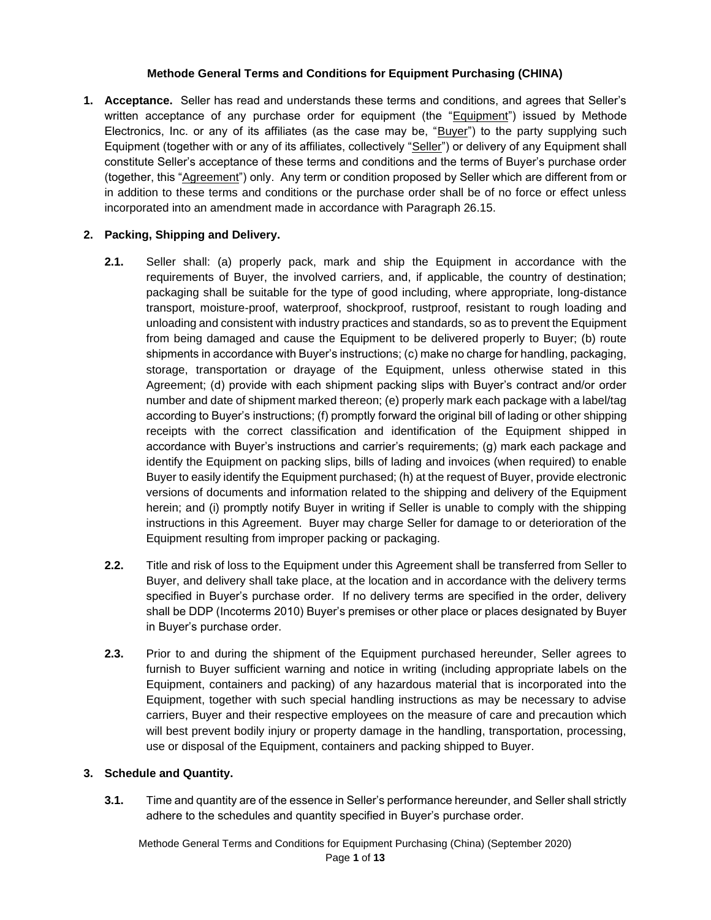**Methode General Terms and Conditions for Equipment Purchasing (CHINA)**

**1. Acceptance.** Seller has read and understands these terms and conditions, and agrees that Seller's written acceptance of any purchase order for equipment (the "Equipment") issued by Methode Electronics, Inc. or any of its affiliates (as the case may be, "Buyer") to the party supplying such Equipment (together with or any of its affiliates, collectively "Seller") or delivery of any Equipment shall constitute Seller's acceptance of these terms and conditions and the terms of Buyer's purchase order (together, this "Agreement") only. Any term or condition proposed by Seller which are different from or in addition to these terms and conditions or the purchase order shall be of no force or effect unless incorporated into an amendment made in accordance with Paragraph 26.15.

**2. Packing, Shipping and Delivery.**

**2.1.** Seller shall: (a) properly pack, mark and ship the Equipment in accordance with the requirements of Buyer, the involved carriers, and, if applicable, the country of destination; packaging shall be suitable for the type of good including, where appropriate, long-distance transport, moisture-proof, waterproof, shockproof, rustproof, resistant to rough loading and unloading and consistent with industry practices and standards, so as to prevent the Equipment from being damaged and cause the Equipment to be delivered properly to Buyer; (b) route shipments in accordance with Buyer's instructions; (c) make no charge for handling, packaging, storage, transportation or drayage of the Equipment, unless otherwise stated in this Agreement; (d) provide with each shipment packing slips with Buyer's contract and/or order number and date of shipment marked thereon; (e) properly mark each package with a label/tag according to Buyer's instructions; (f) promptly forward the original bill of lading or other shipping receipts with the correct classification and identification of the Equipment shipped in accordance with Buyer's instructions and carrier's requirements; (g) mark each package and identify the Equipment on packing slips, bills of lading and invoices (when required) to enable Buyer to easily identify the Equipment purchased; (h) at the request of Buyer, provide electronic versions of documents and information related to the shipping and delivery of the Equipment herein; and (i) promptly notify Buyer in writing if Seller is unable to comply with the shipping instructions in this Agreement. Buyer may charge Seller for damage to or deterioration of the Equipment resulting from improper packing or packaging.

**2.2.** Title and risk of loss to the Equipment under this Agreement shall be transferred from Seller to Buyer, and delivery shall take place, at the location and in accordance with the delivery terms specified in Buyer's purchase order. If no delivery terms are specified in the order, delivery shall be DDP (Incoterms 2010) Buyer's premises or other place or places designated by Buyer in Buyer's purchase order.

**2.3.** Prior to and during the shipment of the Equipment purchased hereunder, Seller agrees to furnish to Buyer sufficient warning and notice in writing (including appropriate labels on the Equipment, containers and packing) of any hazardous material that is incorporated into the Equipment, together with such special handling instructions as may be necessary to advise carriers, Buyer and their respective employees on the measure of care and precaution which will best prevent bodily injury or property damage in the handling, transportation, processing, use or disposal of the Equipment, containers and packing shipped to Buyer.

**3. Schedule and Quantity.**

**3.1.** Time and quantity are of the essence in Seller's performance hereunder, and Seller shall strictly adhere to the schedules and quantity specified in Buyer's purchase order.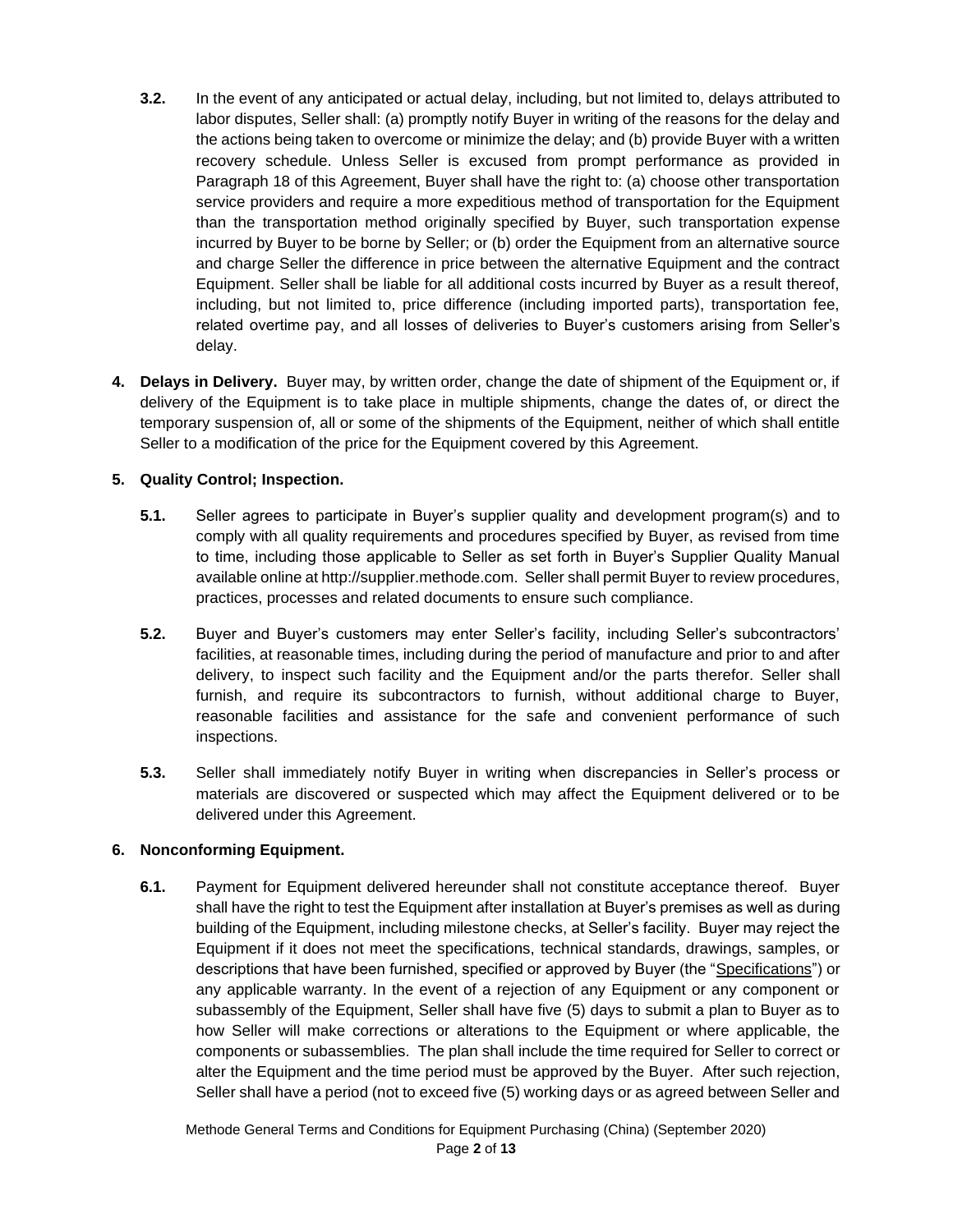**3.2.** In the event of any anticipated or actual delay, including, but not limited to, delays attributed to labor disputes, Seller shall: (a) promptly notify Buyer in writing of the reasons for the delay and the actions being taken to overcome or minimize the delay; and (b) provide Buyer with a written recovery schedule. Unless Seller is excused from prompt performance as provided in Paragraph 18 of this Agreement, Buyer shall have the right to: (a) choose other transportation service providers and require a more expeditious method of transportation for the Equipment than the transportation method originally specified by Buyer, such transportation expense incurred by Buyer to be borne by Seller; or (b) order the Equipment from an alternative source and charge Seller the difference in price between the alternative Equipment and the contract Equipment. Seller shall be liable for all additional costs incurred by Buyer as a result thereof, including, but not limited to, price difference (including imported parts), transportation fee, related overtime pay, and all losses of deliveries to Buyer's customers arising from Seller's delay.

**4. Delays in Delivery.** Buyer may, by written order, change the date of shipment of the Equipment or, if delivery of the Equipment is to take place in multiple shipments, change the dates of, or direct the temporary suspension of, all or some of the shipments of the Equipment, neither of which shall entitle Seller to a modification of the price for the Equipment covered by this Agreement.

**5. Quality Control; Inspection.**

**5.1.** Seller agrees to participate in Buyer's supplier quality and development program(s) and to comply with all quality requirements and procedures specified by Buyer, as revised from time to time, including those applicable to Seller as set forth in Buyer's Supplier Quality Manual available online at http://supplier.methode.com. Seller shall permit Buyer to review procedures, practices, processes and related documents to ensure such compliance.

**5.2.** Buyer and Buyer's customers may enter Seller's facility, including Seller's subcontractors' facilities, at reasonable times, including during the period of manufacture and prior to and after delivery, to inspect such facility and the Equipment and/or the parts therefor. Seller shall furnish, and require its subcontractors to furnish, without additional charge to Buyer, reasonable facilities and assistance for the safe and convenient performance of such inspections.

**5.3.** Seller shall immediately notify Buyer in writing when discrepancies in Seller's process or materials are discovered or suspected which may affect the Equipment delivered or to be delivered under this Agreement.

**6. Nonconforming Equipment.**

**6.1.** Payment for Equipment delivered hereunder shall not constitute acceptance thereof. Buyer shall have the right to test the Equipment after installation at Buyer's premises as well as during building of the Equipment, including milestone checks, at Seller's facility. Buyer may reject the Equipment if it does not meet the specifications, technical standards, drawings, samples, or descriptions that have been furnished, specified or approved by Buyer (the "Specifications") or any applicable warranty. In the event of a rejection of any Equipment or any component or subassembly of the Equipment, Seller shall have five (5) days to submit a plan to Buyer as to how Seller will make corrections or alterations to the Equipment or where applicable, the components or subassemblies. The plan shall include the time required for Seller to correct or alter the Equipment and the time period must be approved by the Buyer. After such rejection, Seller shall have a period (not to exceed five (5) working days or as agreed between Seller and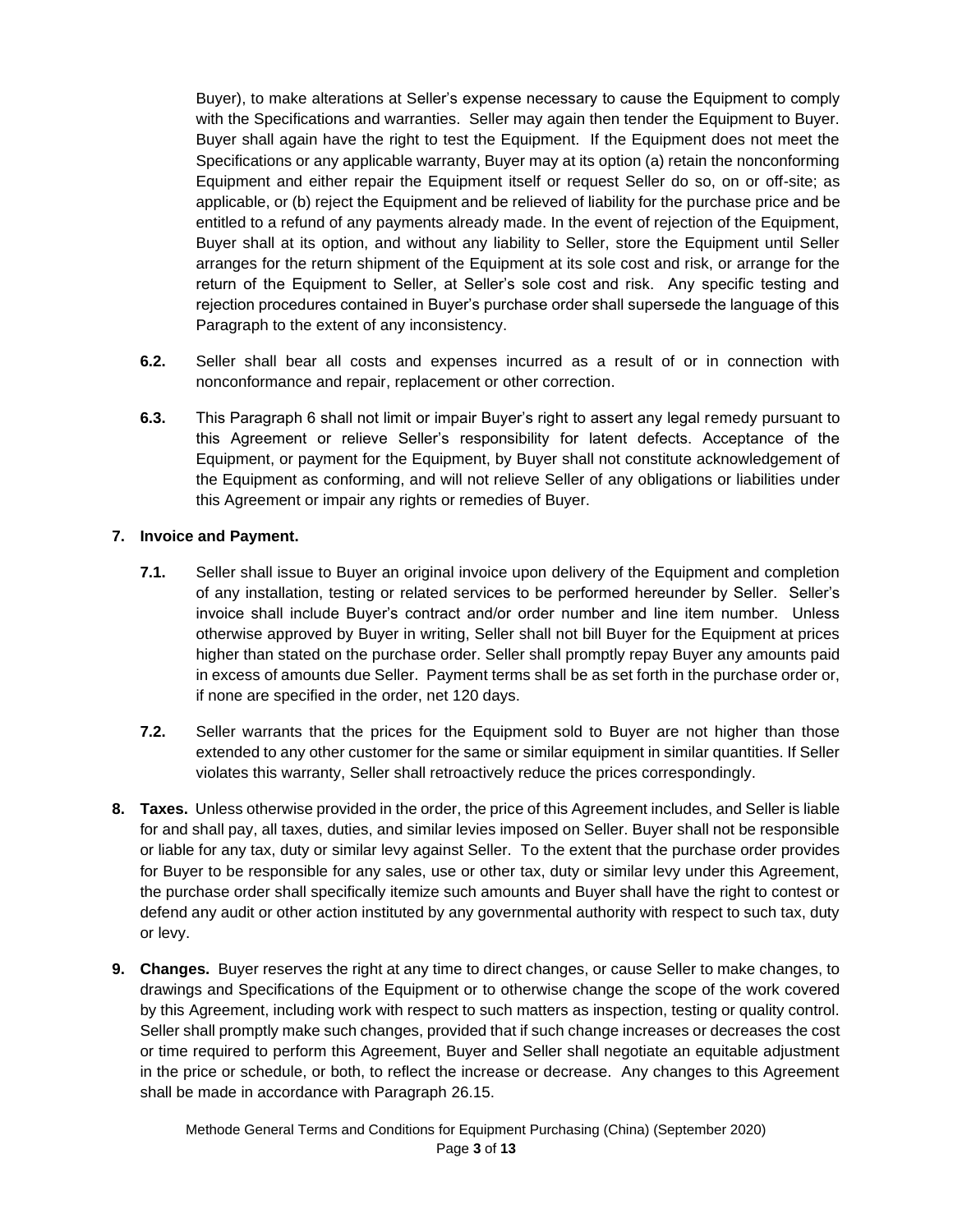Buyer), to make alterations at Seller's expense necessary to cause the Equipment to comply with the Specifications and warranties. Seller may again then tender the Equipment to Buyer. Buyer shall again have the right to test the Equipment. If the Equipment does not meet the Specifications or any applicable warranty, Buyer may at its option (a) retain the nonconforming Equipment and either repair the Equipment itself or request Seller do so, on or off-site; as applicable, or (b) reject the Equipment and be relieved of liability for the purchase price and be entitled to a refund of any payments already made. In the event of rejection of the Equipment, Buyer shall at its option, and without any liability to Seller, store the Equipment until Seller arranges for the return shipment of the Equipment at its sole cost and risk, or arrange for the return of the Equipment to Seller, at Seller's sole cost and risk. Any specific testing and rejection procedures contained in Buyer's purchase order shall supersede the language of this Paragraph to the extent of any inconsistency.

**6.2.** Seller shall bear all costs and expenses incurred as a result of or in connection with nonconformance and repair, replacement or other correction.

**6.3.** This Paragraph 6 shall not limit or impair Buyer's right to assert any legal remedy pursuant to this Agreement or relieve Seller's responsibility for latent defects. Acceptance of the Equipment, or payment for the Equipment, by Buyer shall not constitute acknowledgement of the Equipment as conforming, and will not relieve Seller of any obligations or liabilities under this Agreement or impair any rights or remedies of Buyer.

**7. Invoice and Payment.**

**7.1.** Seller shall issue to Buyer an original invoice upon delivery of the Equipment and completion of any installation, testing or related services to be performed hereunder by Seller. Seller's invoice shall include Buyer's contract and/or order number and line item number. Unless otherwise approved by Buyer in writing, Seller shall not bill Buyer for the Equipment at prices higher than stated on the purchase order. Seller shall promptly repay Buyer any amounts paid in excess of amounts due Seller. Payment terms shall be as set forth in the purchase order or, if none are specified in the order, net 120 days.

**7.2.** Seller warrants that the prices for the Equipment sold to Buyer are not higher than those extended to any other customer for the same or similar equipment in similar quantities. If Seller violates this warranty, Seller shall retroactively reduce the prices correspondingly.

**8. Taxes.** Unless otherwise provided in the order, the price of this Agreement includes, and Seller is liable for and shall pay, all taxes, duties, and similar levies imposed on Seller. Buyer shall not be responsible or liable for any tax, duty or similar levy against Seller. To the extent that the purchase order provides for Buyer to be responsible for any sales, use or other tax, duty or similar levy under this Agreement, the purchase order shall specifically itemize such amounts and Buyer shall have the right to contest or defend any audit or other action instituted by any governmental authority with respect to such tax, duty or levy.

**9. Changes.** Buyer reserves the right at any time to direct changes, or cause Seller to make changes, to drawings and Specifications of the Equipment or to otherwise change the scope of the work covered by this Agreement, including work with respect to such matters as inspection, testing or quality control. Seller shall promptly make such changes, provided that if such change increases or decreases the cost or time required to perform this Agreement, Buyer and Seller shall negotiate an equitable adjustment in the price or schedule, or both, to reflect the increase or decrease. Any changes to this Agreement shall be made in accordance with Paragraph 26.15.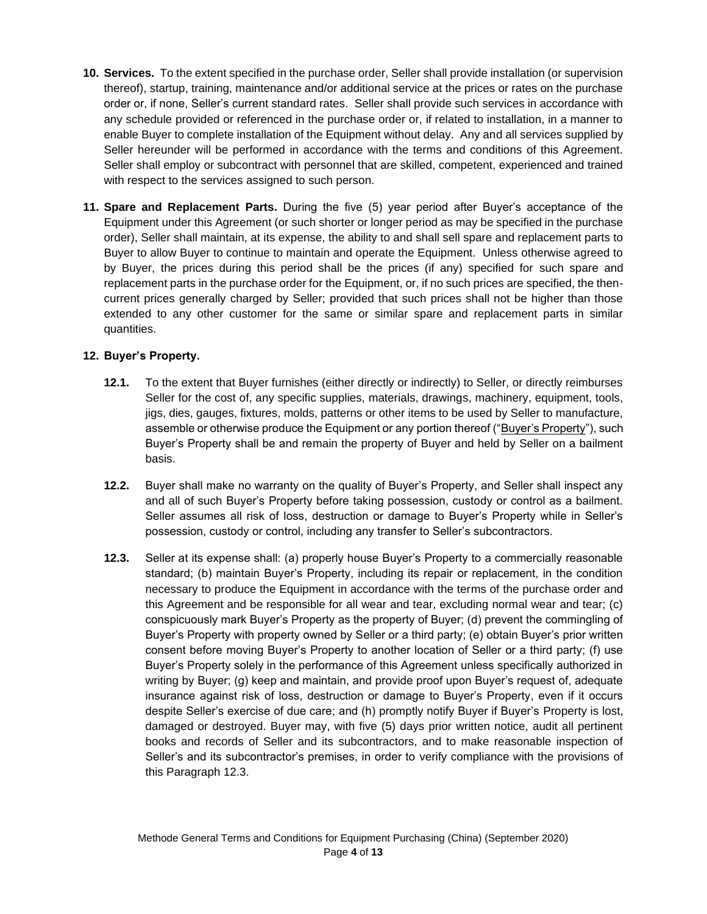**10. Services.** To the extent specified in the purchase order, Seller shall provide installation (or supervision thereof), startup, training, maintenance and/or additional service at the prices or rates on the purchase order or, if none, Seller's current standard rates. Seller shall provide such services in accordance with any schedule provided or referenced in the purchase order or, if related to installation, in a manner to enable Buyer to complete installation of the Equipment without delay. Any and all services supplied by Seller hereunder will be performed in accordance with the terms and conditions of this Agreement. Seller shall employ or subcontract with personnel that are skilled, competent, experienced and trained with respect to the services assigned to such person.

**11. Spare and Replacement Parts.** During the five (5) year period after Buyer's acceptance of the Equipment under this Agreement (or such shorter or longer period as may be specified in the purchase order), Seller shall maintain, at its expense, the ability to and shall sell spare and replacement parts to Buyer to allow Buyer to continue to maintain and operate the Equipment. Unless otherwise agreed to by Buyer, the prices during this period shall be the prices (if any) specified for such spare and replacement parts in the purchase order for the Equipment, or, if no such prices are specified, the then-current prices generally charged by Seller; provided that such prices shall not be higher than those extended to any other customer for the same or similar spare and replacement parts in similar quantities.

**12. Buyer's Property.**

**12.1.** To the extent that Buyer furnishes (either directly or indirectly) to Seller, or directly reimburses Seller for the cost of, any specific supplies, materials, drawings, machinery, equipment, tools, jigs, dies, gauges, fixtures, molds, patterns or other items to be used by Seller to manufacture, assemble or otherwise produce the Equipment or any portion thereof ("Buyer's Property"), such Buyer's Property shall be and remain the property of Buyer and held by Seller on a bailment basis.

**12.2.** Buyer shall make no warranty on the quality of Buyer's Property, and Seller shall inspect any and all of such Buyer's Property before taking possession, custody or control as a bailment. Seller assumes all risk of loss, destruction or damage to Buyer's Property while in Seller's possession, custody or control, including any transfer to Seller's subcontractors.

**12.3.** Seller at its expense shall: (a) properly house Buyer's Property to a commercially reasonable standard; (b) maintain Buyer's Property, including its repair or replacement, in the condition necessary to produce the Equipment in accordance with the terms of the purchase order and this Agreement and be responsible for all wear and tear, excluding normal wear and tear; (c) conspicuously mark Buyer's Property as the property of Buyer; (d) prevent the commingling of Buyer's Property with property owned by Seller or a third party; (e) obtain Buyer's prior written consent before moving Buyer's Property to another location of Seller or a third party; (f) use Buyer's Property solely in the performance of this Agreement unless specifically authorized in writing by Buyer; (g) keep and maintain, and provide proof upon Buyer's request of, adequate insurance against risk of loss, destruction or damage to Buyer's Property, even if it occurs despite Seller's exercise of due care; and (h) promptly notify Buyer if Buyer's Property is lost, damaged or destroyed. Buyer may, with five (5) days prior written notice, audit all pertinent books and records of Seller and its subcontractors, and to make reasonable inspection of Seller's and its subcontractor's premises, in order to verify compliance with the provisions of this Paragraph 12.3.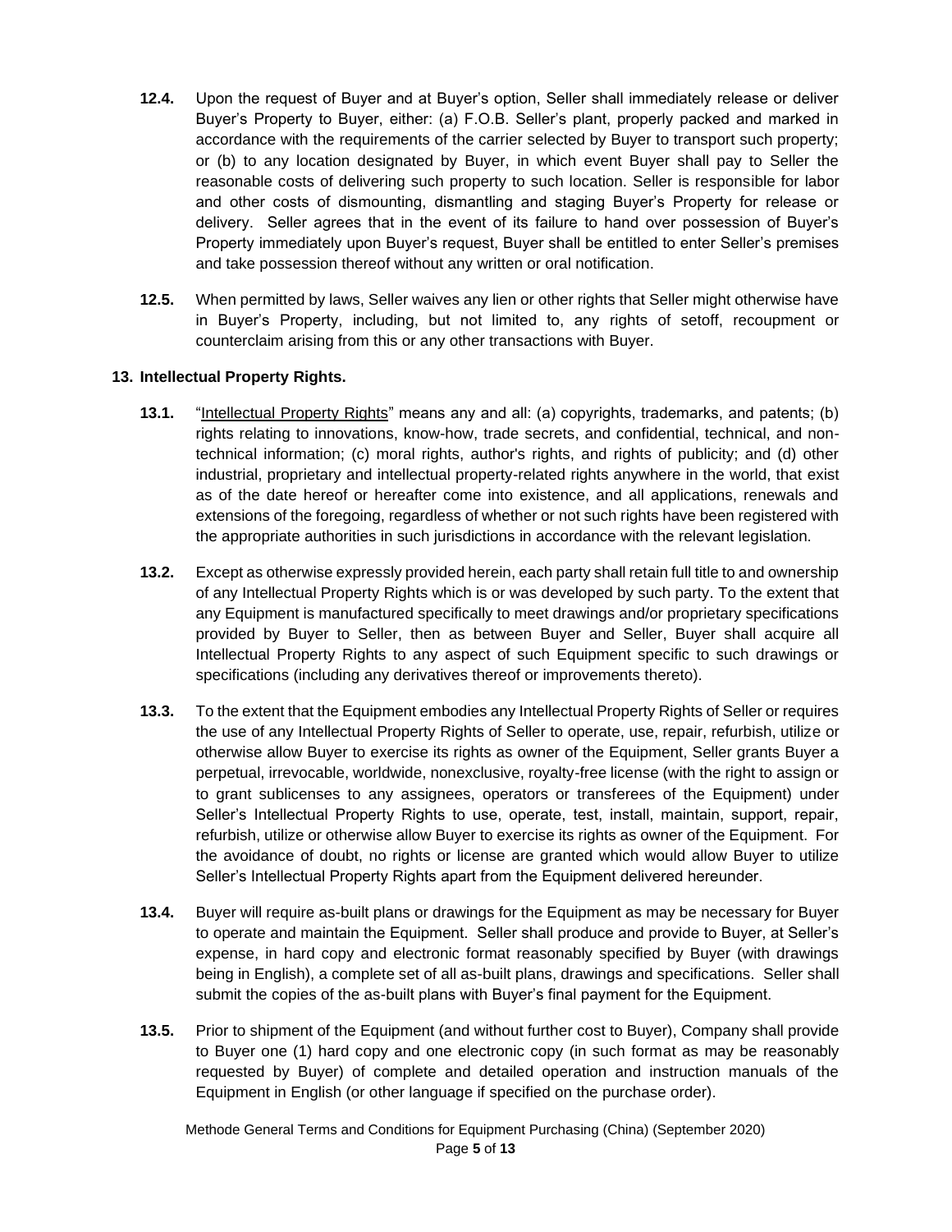**12.4.** Upon the request of Buyer and at Buyer's option, Seller shall immediately release or deliver Buyer's Property to Buyer, either: (a) F.O.B. Seller's plant, properly packed and marked in accordance with the requirements of the carrier selected by Buyer to transport such property; or (b) to any location designated by Buyer, in which event Buyer shall pay to Seller the reasonable costs of delivering such property to such location. Seller is responsible for labor and other costs of dismounting, dismantling and staging Buyer's Property for release or delivery. Seller agrees that in the event of its failure to hand over possession of Buyer's Property immediately upon Buyer's request, Buyer shall be entitled to enter Seller's premises and take possession thereof without any written or oral notification.

**12.5.** When permitted by laws, Seller waives any lien or other rights that Seller might otherwise have in Buyer's Property, including, but not limited to, any rights of setoff, recoupment or counterclaim arising from this or any other transactions with Buyer.

**13. Intellectual Property Rights.**

**13.1.** "Intellectual Property Rights" means any and all: (a) copyrights, trademarks, and patents; (b) rights relating to innovations, know-how, trade secrets, and confidential, technical, and non-technical information; (c) moral rights, author's rights, and rights of publicity; and (d) other industrial, proprietary and intellectual property-related rights anywhere in the world, that exist as of the date hereof or hereafter come into existence, and all applications, renewals and extensions of the foregoing, regardless of whether or not such rights have been registered with the appropriate authorities in such jurisdictions in accordance with the relevant legislation.

**13.2.** Except as otherwise expressly provided herein, each party shall retain full title to and ownership of any Intellectual Property Rights which is or was developed by such party. To the extent that any Equipment is manufactured specifically to meet drawings and/or proprietary specifications provided by Buyer to Seller, then as between Buyer and Seller, Buyer shall acquire all Intellectual Property Rights to any aspect of such Equipment specific to such drawings or specifications (including any derivatives thereof or improvements thereto).

**13.3.** To the extent that the Equipment embodies any Intellectual Property Rights of Seller or requires the use of any Intellectual Property Rights of Seller to operate, use, repair, refurbish, utilize or otherwise allow Buyer to exercise its rights as owner of the Equipment, Seller grants Buyer a perpetual, irrevocable, worldwide, nonexclusive, royalty-free license (with the right to assign or to grant sublicenses to any assignees, operators or transferees of the Equipment) under Seller's Intellectual Property Rights to use, operate, test, install, maintain, support, repair, refurbish, utilize or otherwise allow Buyer to exercise its rights as owner of the Equipment. For the avoidance of doubt, no rights or license are granted which would allow Buyer to utilize Seller's Intellectual Property Rights apart from the Equipment delivered hereunder.

**13.4.** Buyer will require as-built plans or drawings for the Equipment as may be necessary for Buyer to operate and maintain the Equipment. Seller shall produce and provide to Buyer, at Seller's expense, in hard copy and electronic format reasonably specified by Buyer (with drawings being in English), a complete set of all as-built plans, drawings and specifications. Seller shall submit the copies of the as-built plans with Buyer's final payment for the Equipment.

**13.5.** Prior to shipment of the Equipment (and without further cost to Buyer), Company shall provide to Buyer one (1) hard copy and one electronic copy (in such format as may be reasonably requested by Buyer) of complete and detailed operation and instruction manuals of the Equipment in English (or other language if specified on the purchase order).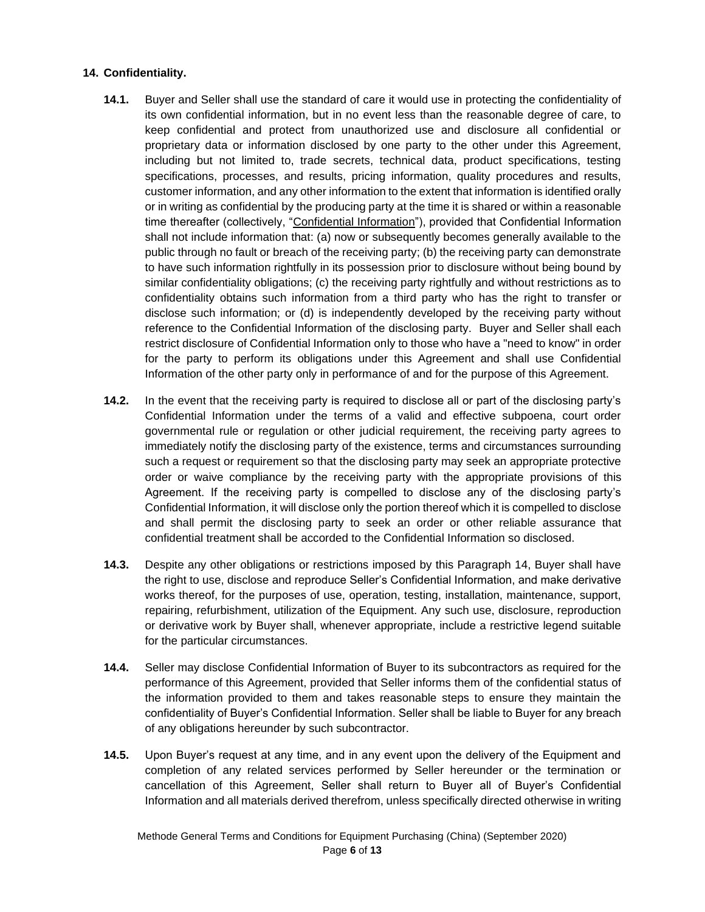**14. Confidentiality.**

**14.1.** Buyer and Seller shall use the standard of care it would use in protecting the confidentiality of its own confidential information, but in no event less than the reasonable degree of care, to keep confidential and protect from unauthorized use and disclosure all confidential or proprietary data or information disclosed by one party to the other under this Agreement, including but not limited to, trade secrets, technical data, product specifications, testing specifications, processes, and results, pricing information, quality procedures and results, customer information, and any other information to the extent that information is identified orally or in writing as confidential by the producing party at the time it is shared or within a reasonable time thereafter (collectively, "Confidential Information"), provided that Confidential Information shall not include information that: (a) now or subsequently becomes generally available to the public through no fault or breach of the receiving party; (b) the receiving party can demonstrate to have such information rightfully in its possession prior to disclosure without being bound by similar confidentiality obligations; (c) the receiving party rightfully and without restrictions as to confidentiality obtains such information from a third party who has the right to transfer or disclose such information; or (d) is independently developed by the receiving party without reference to the Confidential Information of the disclosing party. Buyer and Seller shall each restrict disclosure of Confidential Information only to those who have a "need to know" in order for the party to perform its obligations under this Agreement and shall use Confidential Information of the other party only in performance of and for the purpose of this Agreement.

**14.2.** In the event that the receiving party is required to disclose all or part of the disclosing party's Confidential Information under the terms of a valid and effective subpoena, court order governmental rule or regulation or other judicial requirement, the receiving party agrees to immediately notify the disclosing party of the existence, terms and circumstances surrounding such a request or requirement so that the disclosing party may seek an appropriate protective order or waive compliance by the receiving party with the appropriate provisions of this Agreement. If the receiving party is compelled to disclose any of the disclosing party's Confidential Information, it will disclose only the portion thereof which it is compelled to disclose and shall permit the disclosing party to seek an order or other reliable assurance that confidential treatment shall be accorded to the Confidential Information so disclosed.

**14.3.** Despite any other obligations or restrictions imposed by this Paragraph 14, Buyer shall have the right to use, disclose and reproduce Seller's Confidential Information, and make derivative works thereof, for the purposes of use, operation, testing, installation, maintenance, support, repairing, refurbishment, utilization of the Equipment. Any such use, disclosure, reproduction or derivative work by Buyer shall, whenever appropriate, include a restrictive legend suitable for the particular circumstances.

**14.4.** Seller may disclose Confidential Information of Buyer to its subcontractors as required for the performance of this Agreement, provided that Seller informs them of the confidential status of the information provided to them and takes reasonable steps to ensure they maintain the confidentiality of Buyer's Confidential Information. Seller shall be liable to Buyer for any breach of any obligations hereunder by such subcontractor.

**14.5.** Upon Buyer's request at any time, and in any event upon the delivery of the Equipment and completion of any related services performed by Seller hereunder or the termination or cancellation of this Agreement, Seller shall return to Buyer all of Buyer's Confidential Information and all materials derived therefrom, unless specifically directed otherwise in writing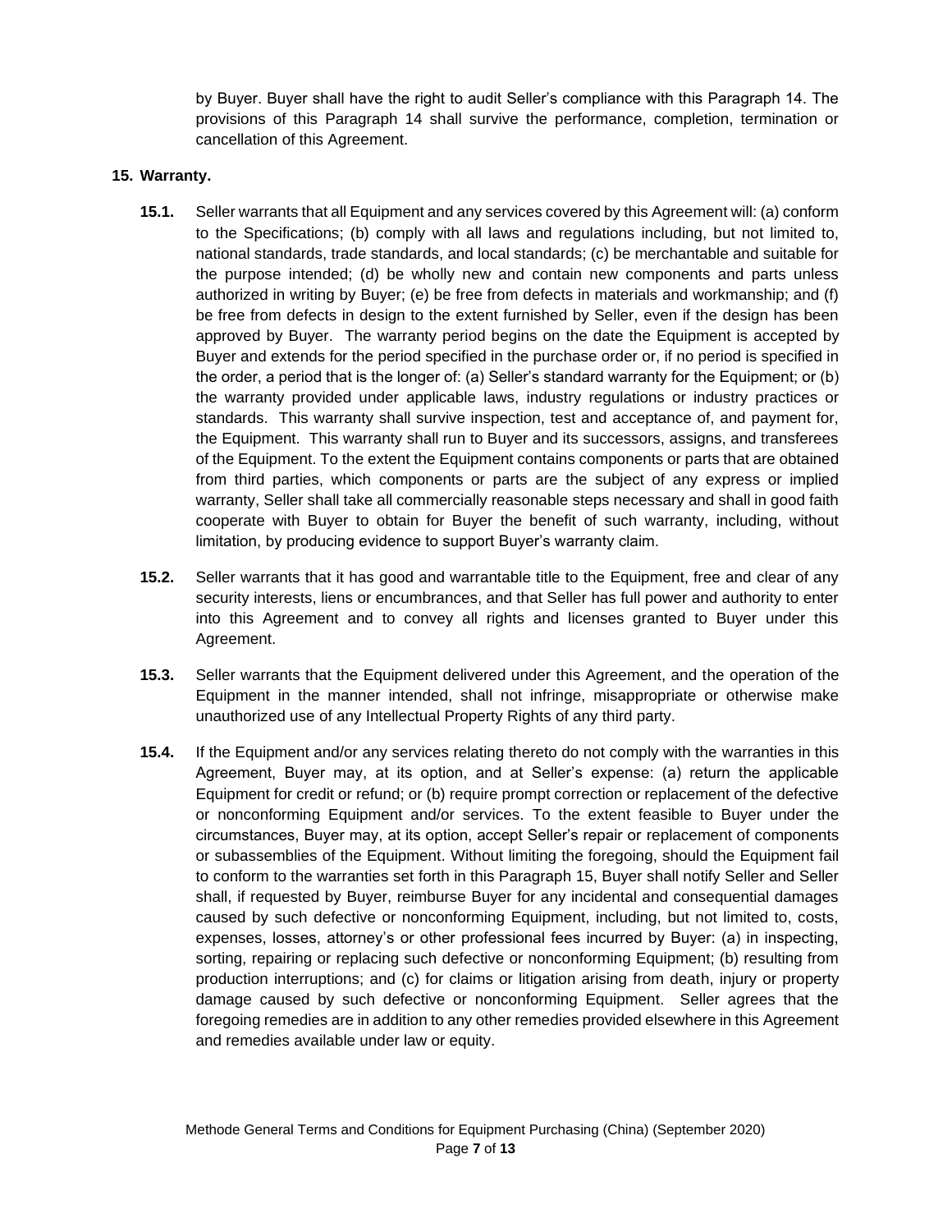by Buyer. Buyer shall have the right to audit Seller's compliance with this Paragraph 14. The provisions of this Paragraph 14 shall survive the performance, completion, termination or cancellation of this Agreement.

**15. Warranty.**

**15.1.** Seller warrants that all Equipment and any services covered by this Agreement will: (a) conform to the Specifications; (b) comply with all laws and regulations including, but not limited to, national standards, trade standards, and local standards; (c) be merchantable and suitable for the purpose intended; (d) be wholly new and contain new components and parts unless authorized in writing by Buyer; (e) be free from defects in materials and workmanship; and (f) be free from defects in design to the extent furnished by Seller, even if the design has been approved by Buyer. The warranty period begins on the date the Equipment is accepted by Buyer and extends for the period specified in the purchase order or, if no period is specified in the order, a period that is the longer of: (a) Seller's standard warranty for the Equipment; or (b) the warranty provided under applicable laws, industry regulations or industry practices or standards. This warranty shall survive inspection, test and acceptance of, and payment for, the Equipment. This warranty shall run to Buyer and its successors, assigns, and transferees of the Equipment. To the extent the Equipment contains components or parts that are obtained from third parties, which components or parts are the subject of any express or implied warranty, Seller shall take all commercially reasonable steps necessary and shall in good faith cooperate with Buyer to obtain for Buyer the benefit of such warranty, including, without limitation, by producing evidence to support Buyer's warranty claim.

**15.2.** Seller warrants that it has good and warrantable title to the Equipment, free and clear of any security interests, liens or encumbrances, and that Seller has full power and authority to enter into this Agreement and to convey all rights and licenses granted to Buyer under this Agreement.

**15.3.** Seller warrants that the Equipment delivered under this Agreement, and the operation of the Equipment in the manner intended, shall not infringe, misappropriate or otherwise make unauthorized use of any Intellectual Property Rights of any third party.

**15.4.** If the Equipment and/or any services relating thereto do not comply with the warranties in this Agreement, Buyer may, at its option, and at Seller's expense: (a) return the applicable Equipment for credit or refund; or (b) require prompt correction or replacement of the defective or nonconforming Equipment and/or services. To the extent feasible to Buyer under the circumstances, Buyer may, at its option, accept Seller's repair or replacement of components or subassemblies of the Equipment. Without limiting the foregoing, should the Equipment fail to conform to the warranties set forth in this Paragraph 15, Buyer shall notify Seller and Seller shall, if requested by Buyer, reimburse Buyer for any incidental and consequential damages caused by such defective or nonconforming Equipment, including, but not limited to, costs, expenses, losses, attorney's or other professional fees incurred by Buyer: (a) in inspecting, sorting, repairing or replacing such defective or nonconforming Equipment; (b) resulting from production interruptions; and (c) for claims or litigation arising from death, injury or property damage caused by such defective or nonconforming Equipment. Seller agrees that the foregoing remedies are in addition to any other remedies provided elsewhere in this Agreement and remedies available under law or equity.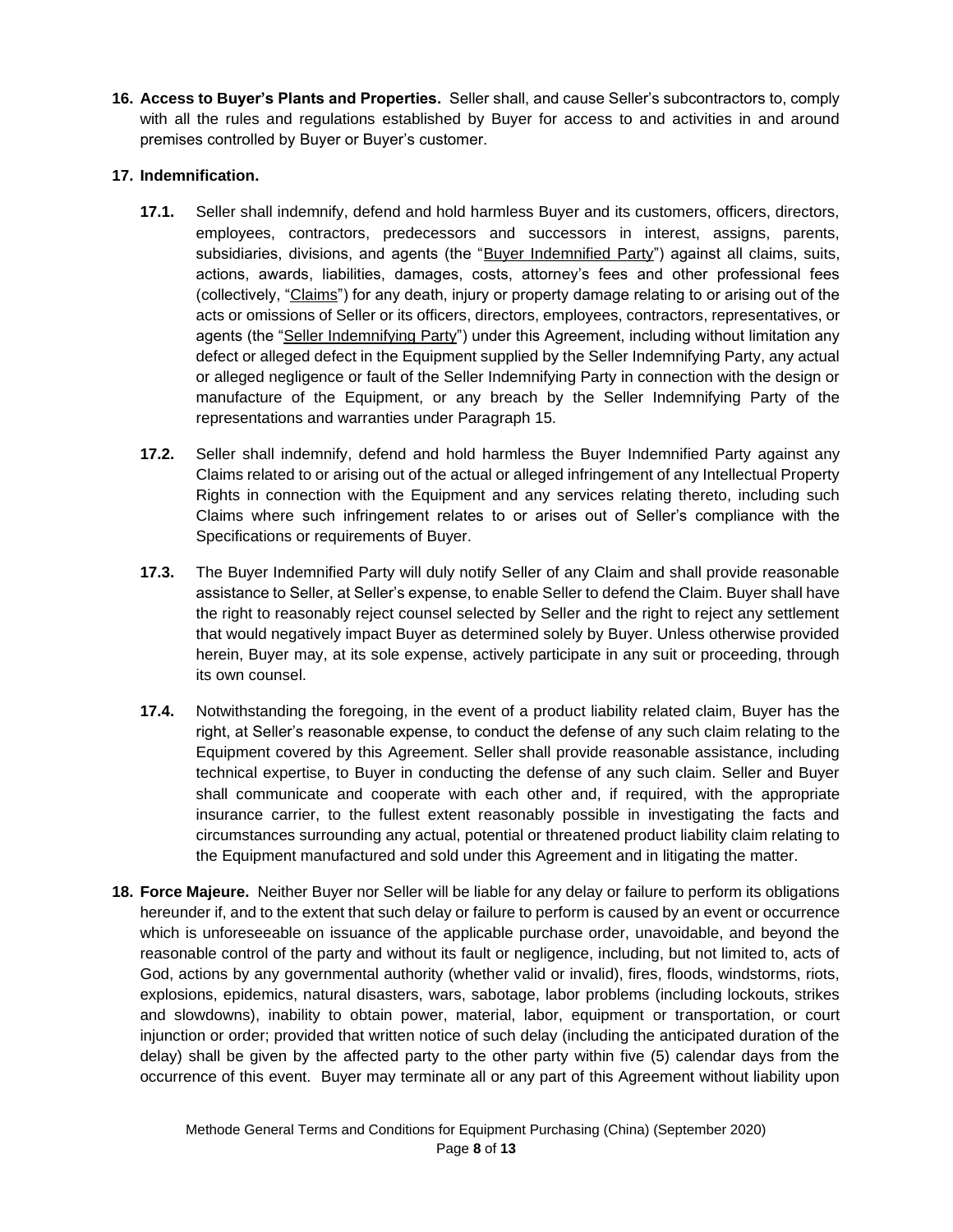**16. Access to Buyer's Plants and Properties.** Seller shall, and cause Seller's subcontractors to, comply with all the rules and regulations established by Buyer for access to and activities in and around premises controlled by Buyer or Buyer's customer.

**17. Indemnification.**

**17.1.** Seller shall indemnify, defend and hold harmless Buyer and its customers, officers, directors, employees, contractors, predecessors and successors in interest, assigns, parents, subsidiaries, divisions, and agents (the "Buyer Indemnified Party") against all claims, suits, actions, awards, liabilities, damages, costs, attorney's fees and other professional fees (collectively, "Claims") for any death, injury or property damage relating to or arising out of the acts or omissions of Seller or its officers, directors, employees, contractors, representatives, or agents (the "Seller Indemnifying Party") under this Agreement, including without limitation any defect or alleged defect in the Equipment supplied by the Seller Indemnifying Party, any actual or alleged negligence or fault of the Seller Indemnifying Party in connection with the design or manufacture of the Equipment, or any breach by the Seller Indemnifying Party of the representations and warranties under Paragraph 15.

**17.2.** Seller shall indemnify, defend and hold harmless the Buyer Indemnified Party against any Claims related to or arising out of the actual or alleged infringement of any Intellectual Property Rights in connection with the Equipment and any services relating thereto, including such Claims where such infringement relates to or arises out of Seller's compliance with the Specifications or requirements of Buyer.

**17.3.** The Buyer Indemnified Party will duly notify Seller of any Claim and shall provide reasonable assistance to Seller, at Seller's expense, to enable Seller to defend the Claim. Buyer shall have the right to reasonably reject counsel selected by Seller and the right to reject any settlement that would negatively impact Buyer as determined solely by Buyer. Unless otherwise provided herein, Buyer may, at its sole expense, actively participate in any suit or proceeding, through its own counsel.

**17.4.** Notwithstanding the foregoing, in the event of a product liability related claim, Buyer has the right, at Seller's reasonable expense, to conduct the defense of any such claim relating to the Equipment covered by this Agreement. Seller shall provide reasonable assistance, including technical expertise, to Buyer in conducting the defense of any such claim. Seller and Buyer shall communicate and cooperate with each other and, if required, with the appropriate insurance carrier, to the fullest extent reasonably possible in investigating the facts and circumstances surrounding any actual, potential or threatened product liability claim relating to the Equipment manufactured and sold under this Agreement and in litigating the matter.

**18. Force Majeure.** Neither Buyer nor Seller will be liable for any delay or failure to perform its obligations hereunder if, and to the extent that such delay or failure to perform is caused by an event or occurrence which is unforeseeable on issuance of the applicable purchase order, unavoidable, and beyond the reasonable control of the party and without its fault or negligence, including, but not limited to, acts of God, actions by any governmental authority (whether valid or invalid), fires, floods, windstorms, riots, explosions, epidemics, natural disasters, wars, sabotage, labor problems (including lockouts, strikes and slowdowns), inability to obtain power, material, labor, equipment or transportation, or court injunction or order; provided that written notice of such delay (including the anticipated duration of the delay) shall be given by the affected party to the other party within five (5) calendar days from the occurrence of this event. Buyer may terminate all or any part of this Agreement without liability upon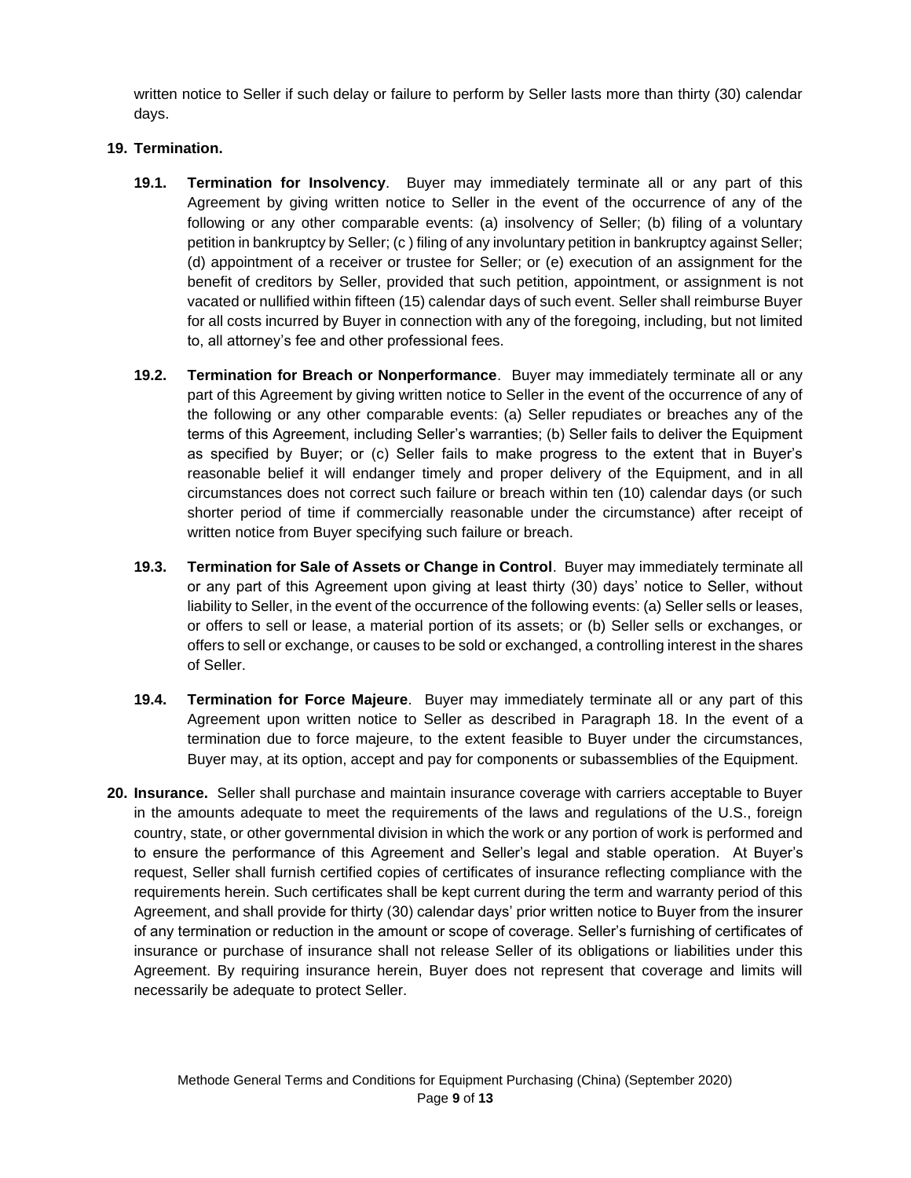written notice to Seller if such delay or failure to perform by Seller lasts more than thirty (30) calendar days.

**19. Termination.**

**19.1. Termination for Insolvency**. Buyer may immediately terminate all or any part of this Agreement by giving written notice to Seller in the event of the occurrence of any of the following or any other comparable events: (a) insolvency of Seller; (b) filing of a voluntary petition in bankruptcy by Seller; (c ) filing of any involuntary petition in bankruptcy against Seller; (d) appointment of a receiver or trustee for Seller; or (e) execution of an assignment for the benefit of creditors by Seller, provided that such petition, appointment, or assignment is not vacated or nullified within fifteen (15) calendar days of such event. Seller shall reimburse Buyer for all costs incurred by Buyer in connection with any of the foregoing, including, but not limited to, all attorney's fee and other professional fees.

**19.2. Termination for Breach or Nonperformance**. Buyer may immediately terminate all or any part of this Agreement by giving written notice to Seller in the event of the occurrence of any of the following or any other comparable events: (a) Seller repudiates or breaches any of the terms of this Agreement, including Seller's warranties; (b) Seller fails to deliver the Equipment as specified by Buyer; or (c) Seller fails to make progress to the extent that in Buyer's reasonable belief it will endanger timely and proper delivery of the Equipment, and in all circumstances does not correct such failure or breach within ten (10) calendar days (or such shorter period of time if commercially reasonable under the circumstance) after receipt of written notice from Buyer specifying such failure or breach.

**19.3. Termination for Sale of Assets or Change in Control**. Buyer may immediately terminate all or any part of this Agreement upon giving at least thirty (30) days' notice to Seller, without liability to Seller, in the event of the occurrence of the following events: (a) Seller sells or leases, or offers to sell or lease, a material portion of its assets; or (b) Seller sells or exchanges, or offers to sell or exchange, or causes to be sold or exchanged, a controlling interest in the shares of Seller.

**19.4. Termination for Force Majeure**. Buyer may immediately terminate all or any part of this Agreement upon written notice to Seller as described in Paragraph 18. In the event of a termination due to force majeure, to the extent feasible to Buyer under the circumstances, Buyer may, at its option, accept and pay for components or subassemblies of the Equipment.

**20. Insurance.** Seller shall purchase and maintain insurance coverage with carriers acceptable to Buyer in the amounts adequate to meet the requirements of the laws and regulations of the U.S., foreign country, state, or other governmental division in which the work or any portion of work is performed and to ensure the performance of this Agreement and Seller's legal and stable operation. At Buyer's request, Seller shall furnish certified copies of certificates of insurance reflecting compliance with the requirements herein. Such certificates shall be kept current during the term and warranty period of this Agreement, and shall provide for thirty (30) calendar days' prior written notice to Buyer from the insurer of any termination or reduction in the amount or scope of coverage. Seller's furnishing of certificates of insurance or purchase of insurance shall not release Seller of its obligations or liabilities under this Agreement. By requiring insurance herein, Buyer does not represent that coverage and limits will necessarily be adequate to protect Seller.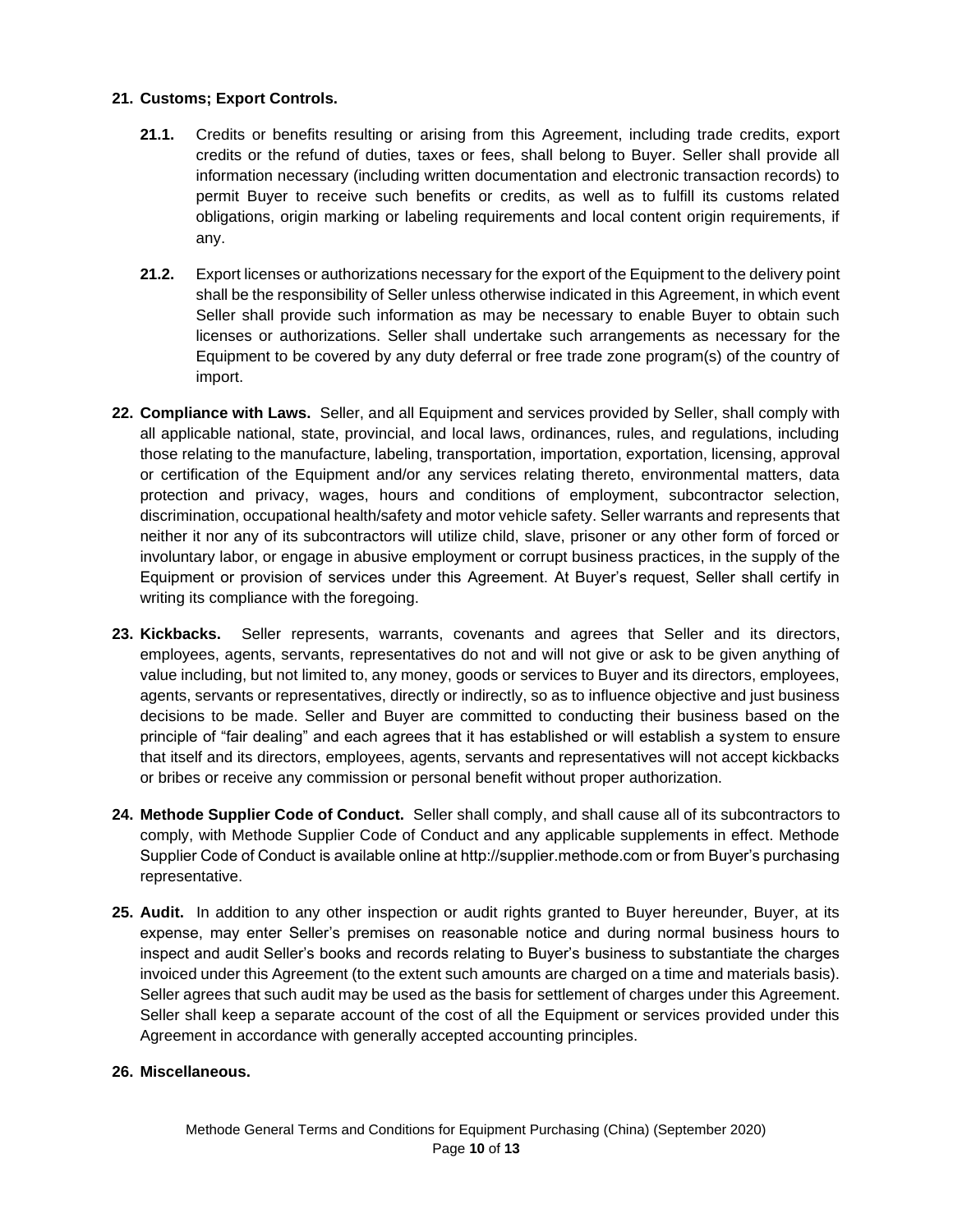**21. Customs; Export Controls.**

**21.1.** Credits or benefits resulting or arising from this Agreement, including trade credits, export credits or the refund of duties, taxes or fees, shall belong to Buyer. Seller shall provide all information necessary (including written documentation and electronic transaction records) to permit Buyer to receive such benefits or credits, as well as to fulfill its customs related obligations, origin marking or labeling requirements and local content origin requirements, if any.

**21.2.** Export licenses or authorizations necessary for the export of the Equipment to the delivery point shall be the responsibility of Seller unless otherwise indicated in this Agreement, in which event Seller shall provide such information as may be necessary to enable Buyer to obtain such licenses or authorizations. Seller shall undertake such arrangements as necessary for the Equipment to be covered by any duty deferral or free trade zone program(s) of the country of import.

**22. Compliance with Laws.** Seller, and all Equipment and services provided by Seller, shall comply with all applicable national, state, provincial, and local laws, ordinances, rules, and regulations, including those relating to the manufacture, labeling, transportation, importation, exportation, licensing, approval or certification of the Equipment and/or any services relating thereto, environmental matters, data protection and privacy, wages, hours and conditions of employment, subcontractor selection, discrimination, occupational health/safety and motor vehicle safety. Seller warrants and represents that neither it nor any of its subcontractors will utilize child, slave, prisoner or any other form of forced or involuntary labor, or engage in abusive employment or corrupt business practices, in the supply of the Equipment or provision of services under this Agreement. At Buyer's request, Seller shall certify in writing its compliance with the foregoing.

**23. Kickbacks.** Seller represents, warrants, covenants and agrees that Seller and its directors, employees, agents, servants, representatives do not and will not give or ask to be given anything of value including, but not limited to, any money, goods or services to Buyer and its directors, employees, agents, servants or representatives, directly or indirectly, so as to influence objective and just business decisions to be made. Seller and Buyer are committed to conducting their business based on the principle of "fair dealing" and each agrees that it has established or will establish a system to ensure that itself and its directors, employees, agents, servants and representatives will not accept kickbacks or bribes or receive any commission or personal benefit without proper authorization.

**24. Methode Supplier Code of Conduct.** Seller shall comply, and shall cause all of its subcontractors to comply, with Methode Supplier Code of Conduct and any applicable supplements in effect. Methode Supplier Code of Conduct is available online at http://supplier.methode.com or from Buyer's purchasing representative.

**25. Audit.** In addition to any other inspection or audit rights granted to Buyer hereunder, Buyer, at its expense, may enter Seller's premises on reasonable notice and during normal business hours to inspect and audit Seller's books and records relating to Buyer's business to substantiate the charges invoiced under this Agreement (to the extent such amounts are charged on a time and materials basis). Seller agrees that such audit may be used as the basis for settlement of charges under this Agreement. Seller shall keep a separate account of the cost of all the Equipment or services provided under this Agreement in accordance with generally accepted accounting principles.

**26. Miscellaneous.**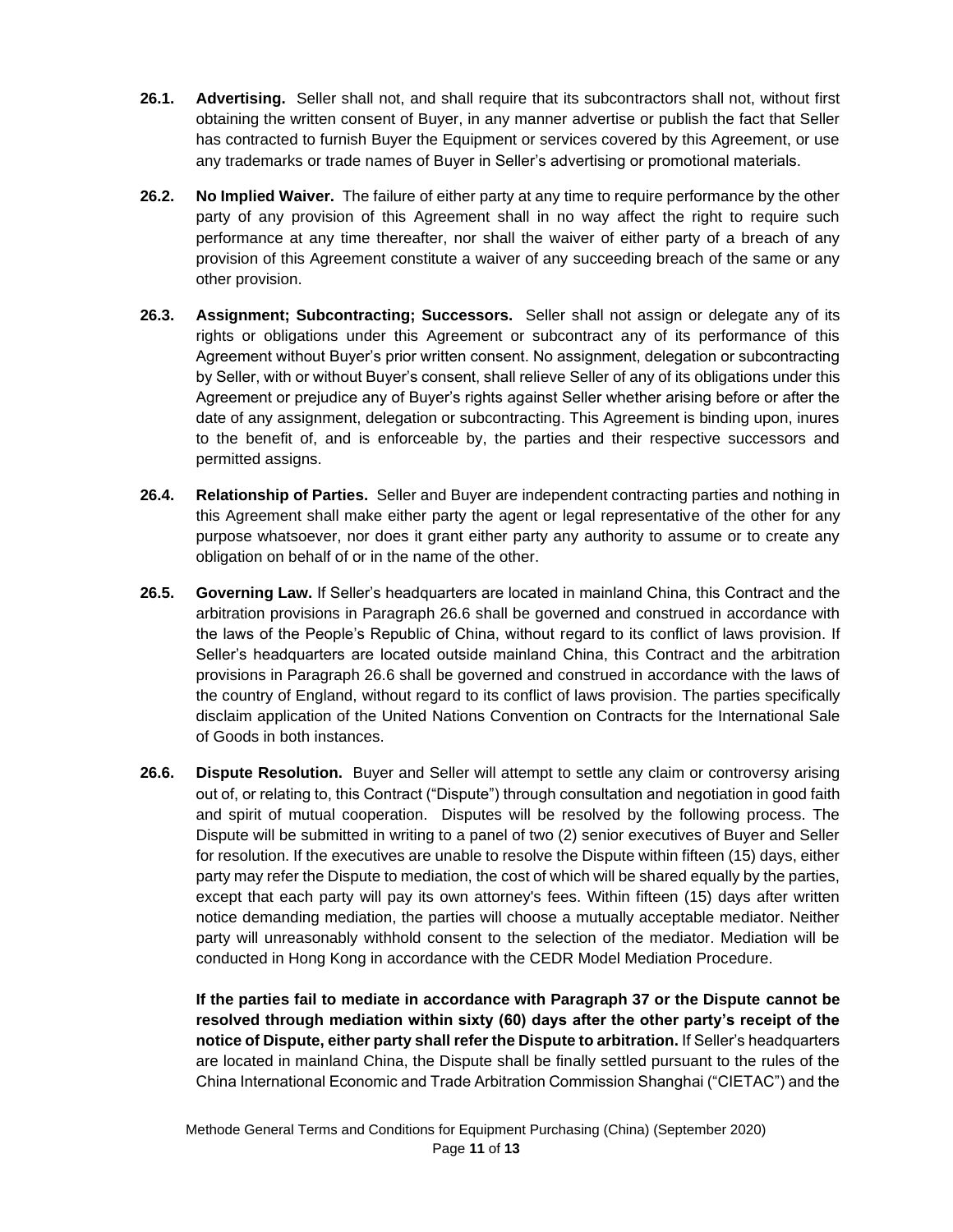**26.1. Advertising.** Seller shall not, and shall require that its subcontractors shall not, without first obtaining the written consent of Buyer, in any manner advertise or publish the fact that Seller has contracted to furnish Buyer the Equipment or services covered by this Agreement, or use any trademarks or trade names of Buyer in Seller's advertising or promotional materials.

**26.2. No Implied Waiver.** The failure of either party at any time to require performance by the other party of any provision of this Agreement shall in no way affect the right to require such performance at any time thereafter, nor shall the waiver of either party of a breach of any provision of this Agreement constitute a waiver of any succeeding breach of the same or any other provision.

**26.3. Assignment; Subcontracting; Successors.** Seller shall not assign or delegate any of its rights or obligations under this Agreement or subcontract any of its performance of this Agreement without Buyer's prior written consent. No assignment, delegation or subcontracting by Seller, with or without Buyer's consent, shall relieve Seller of any of its obligations under this Agreement or prejudice any of Buyer's rights against Seller whether arising before or after the date of any assignment, delegation or subcontracting. This Agreement is binding upon, inures to the benefit of, and is enforceable by, the parties and their respective successors and permitted assigns.

**26.4. Relationship of Parties.** Seller and Buyer are independent contracting parties and nothing in this Agreement shall make either party the agent or legal representative of the other for any purpose whatsoever, nor does it grant either party any authority to assume or to create any obligation on behalf of or in the name of the other.

**26.5. Governing Law.** If Seller's headquarters are located in mainland China, this Contract and the arbitration provisions in Paragraph 26.6 shall be governed and construed in accordance with the laws of the People's Republic of China, without regard to its conflict of laws provision. If Seller's headquarters are located outside mainland China, this Contract and the arbitration provisions in Paragraph 26.6 shall be governed and construed in accordance with the laws of the country of England, without regard to its conflict of laws provision. The parties specifically disclaim application of the United Nations Convention on Contracts for the International Sale of Goods in both instances.

**26.6. Dispute Resolution.** Buyer and Seller will attempt to settle any claim or controversy arising out of, or relating to, this Contract ("Dispute") through consultation and negotiation in good faith and spirit of mutual cooperation. Disputes will be resolved by the following process. The Dispute will be submitted in writing to a panel of two (2) senior executives of Buyer and Seller for resolution. If the executives are unable to resolve the Dispute within fifteen (15) days, either party may refer the Dispute to mediation, the cost of which will be shared equally by the parties, except that each party will pay its own attorney's fees. Within fifteen (15) days after written notice demanding mediation, the parties will choose a mutually acceptable mediator. Neither party will unreasonably withhold consent to the selection of the mediator. Mediation will be conducted in Hong Kong in accordance with the CEDR Model Mediation Procedure.

**If the parties fail to mediate in accordance with Paragraph 37 or the Dispute cannot be resolved through mediation within sixty (60) days after the other party's receipt of the notice of Dispute, either party shall refer the Dispute to arbitration.** If Seller's headquarters are located in mainland China, the Dispute shall be finally settled pursuant to the rules of the China International Economic and Trade Arbitration Commission Shanghai ("CIETAC") and the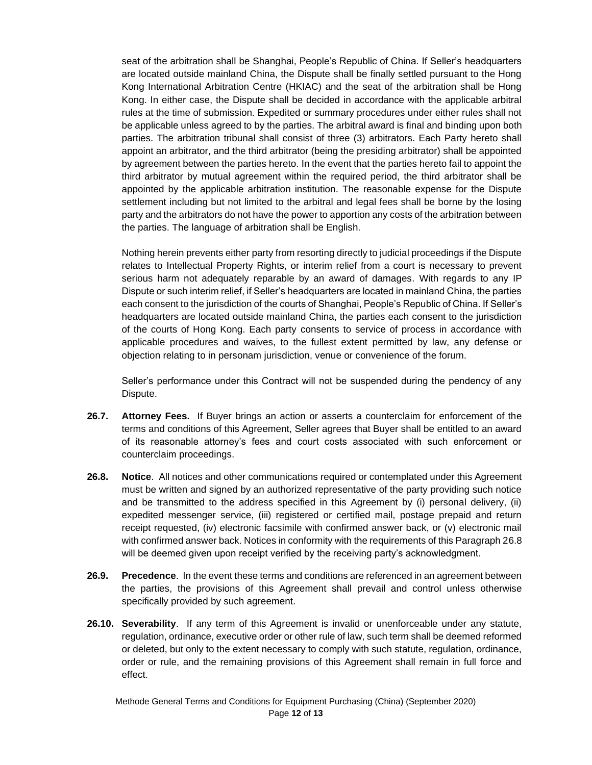seat of the arbitration shall be Shanghai, People's Republic of China. If Seller's headquarters are located outside mainland China, the Dispute shall be finally settled pursuant to the Hong Kong International Arbitration Centre (HKIAC) and the seat of the arbitration shall be Hong Kong. In either case, the Dispute shall be decided in accordance with the applicable arbitral rules at the time of submission. Expedited or summary procedures under either rules shall not be applicable unless agreed to by the parties. The arbitral award is final and binding upon both parties. The arbitration tribunal shall consist of three (3) arbitrators. Each Party hereto shall appoint an arbitrator, and the third arbitrator (being the presiding arbitrator) shall be appointed by agreement between the parties hereto. In the event that the parties hereto fail to appoint the third arbitrator by mutual agreement within the required period, the third arbitrator shall be appointed by the applicable arbitration institution. The reasonable expense for the Dispute settlement including but not limited to the arbitral and legal fees shall be borne by the losing party and the arbitrators do not have the power to apportion any costs of the arbitration between the parties. The language of arbitration shall be English.

Nothing herein prevents either party from resorting directly to judicial proceedings if the Dispute relates to Intellectual Property Rights, or interim relief from a court is necessary to prevent serious harm not adequately reparable by an award of damages. With regards to any IP Dispute or such interim relief, if Seller's headquarters are located in mainland China, the parties each consent to the jurisdiction of the courts of Shanghai, People's Republic of China. If Seller's headquarters are located outside mainland China, the parties each consent to the jurisdiction of the courts of Hong Kong. Each party consents to service of process in accordance with applicable procedures and waives, to the fullest extent permitted by law, any defense or objection relating to in personam jurisdiction, venue or convenience of the forum.

Seller's performance under this Contract will not be suspended during the pendency of any Dispute.

**26.7. Attorney Fees.** If Buyer brings an action or asserts a counterclaim for enforcement of the terms and conditions of this Agreement, Seller agrees that Buyer shall be entitled to an award of its reasonable attorney's fees and court costs associated with such enforcement or counterclaim proceedings.

**26.8. Notice**. All notices and other communications required or contemplated under this Agreement must be written and signed by an authorized representative of the party providing such notice and be transmitted to the address specified in this Agreement by (i) personal delivery, (ii) expedited messenger service, (iii) registered or certified mail, postage prepaid and return receipt requested, (iv) electronic facsimile with confirmed answer back, or (v) electronic mail with confirmed answer back. Notices in conformity with the requirements of this Paragraph 26.8 will be deemed given upon receipt verified by the receiving party's acknowledgment.

**26.9. Precedence**. In the event these terms and conditions are referenced in an agreement between the parties, the provisions of this Agreement shall prevail and control unless otherwise specifically provided by such agreement.

**26.10. Severability**. If any term of this Agreement is invalid or unenforceable under any statute, regulation, ordinance, executive order or other rule of law, such term shall be deemed reformed or deleted, but only to the extent necessary to comply with such statute, regulation, ordinance, order or rule, and the remaining provisions of this Agreement shall remain in full force and effect.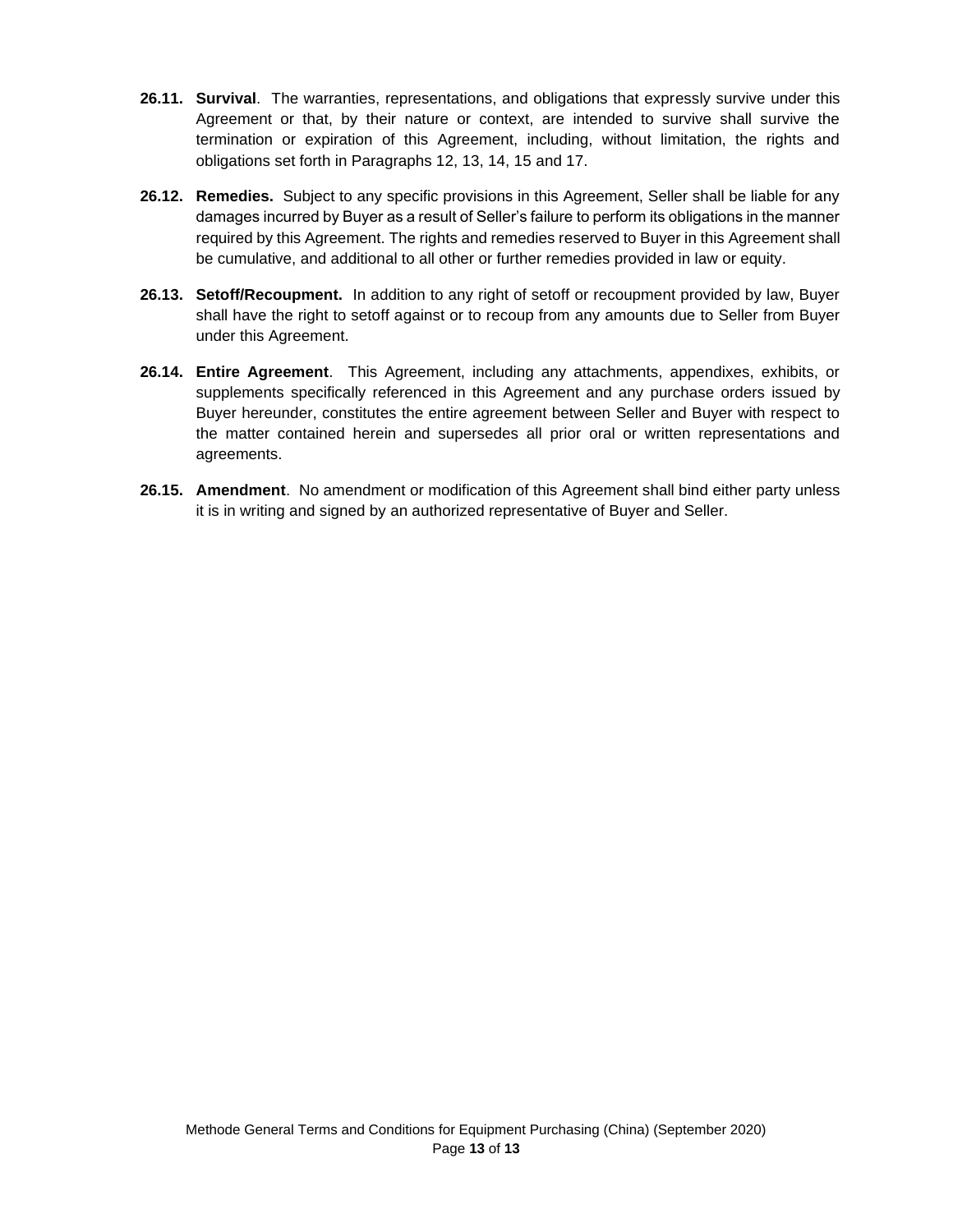**26.11. Survival**. The warranties, representations, and obligations that expressly survive under this Agreement or that, by their nature or context, are intended to survive shall survive the termination or expiration of this Agreement, including, without limitation, the rights and obligations set forth in Paragraphs 12, 13, 14, 15 and 17.

**26.12. Remedies.** Subject to any specific provisions in this Agreement, Seller shall be liable for any damages incurred by Buyer as a result of Seller's failure to perform its obligations in the manner required by this Agreement. The rights and remedies reserved to Buyer in this Agreement shall be cumulative, and additional to all other or further remedies provided in law or equity.

**26.13. Setoff/Recoupment.** In addition to any right of setoff or recoupment provided by law, Buyer shall have the right to setoff against or to recoup from any amounts due to Seller from Buyer under this Agreement.

**26.14. Entire Agreement**. This Agreement, including any attachments, appendixes, exhibits, or supplements specifically referenced in this Agreement and any purchase orders issued by Buyer hereunder, constitutes the entire agreement between Seller and Buyer with respect to the matter contained herein and supersedes all prior oral or written representations and agreements.

**26.15. Amendment**. No amendment or modification of this Agreement shall bind either party unless it is in writing and signed by an authorized representative of Buyer and Seller.